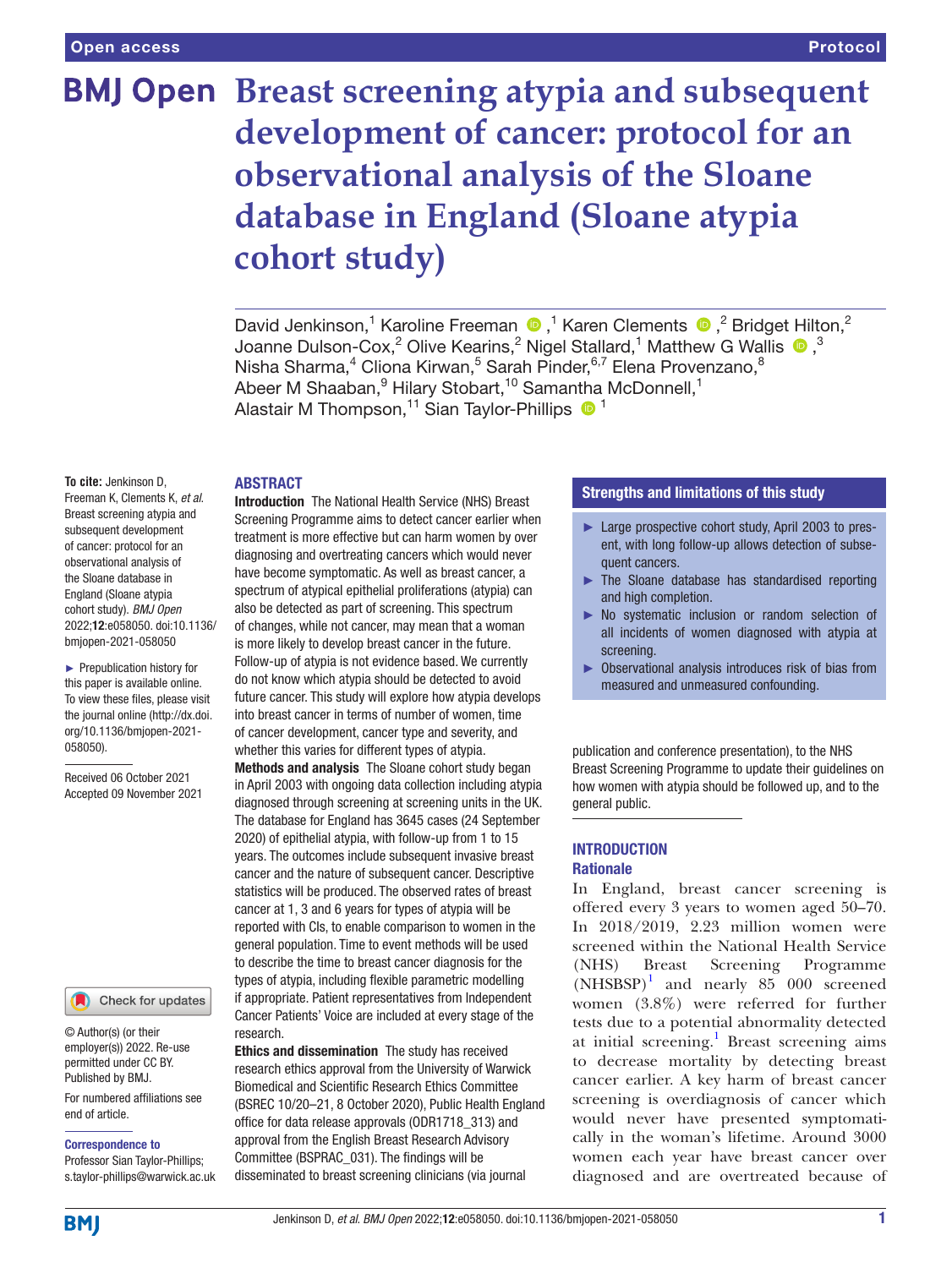Open access — Protocol

# Breast screening atypia and subsequent development of cancer: protocol for an observational analysis of the Sloane database in England (Sloane atypia cohort study)

David Jenkinson,[1] Karoline Freeman,[1] Karen Clements,[2] Bridget Hilton,[2] Joanne Dulson-Cox,[2] Olive Kearins,[2] Nigel Stallard,[1] Matthew G Wallis,[3] Nisha Sharma,[4] Cliona Kirwan,[5] Sarah Pinder,[6,7] Elena Provenzano,[8] Abeer M Shaaban,[9] Hilary Stobart,[10] Samantha McDonnell,[1] Alastair M Thompson,[11] Sian Taylor-Phillips[1]

**To cite:** Jenkinson D, Freeman K, Clements K, *et al.* Breast screening atypia and subsequent development of cancer: protocol for an observational analysis of the Sloane database in England (Sloane atypia cohort study). *BMJ Open* 2022;**12**:e058050. doi:10.1136/bmjopen-2021-058050

► Prepublication history for this paper is available online. To view these files, please visit the journal online (http://dx.doi.org/10.1136/bmjopen-2021-058050).

Received 06 October 2021
Accepted 09 November 2021

© Author(s) (or their employer(s)) 2022. Re-use permitted under CC BY. Published by BMJ.

For numbered affiliations see end of article.

**Correspondence to**
Professor Sian Taylor-Phillips; s.taylor-phillips@warwick.ac.uk

## ABSTRACT

**Introduction** The National Health Service (NHS) Breast Screening Programme aims to detect cancer earlier when treatment is more effective but can harm women by over diagnosing and overtreating cancers which would never have become symptomatic. As well as breast cancer, a spectrum of atypical epithelial proliferations (atypia) can also be detected as part of screening. This spectrum of changes, while not cancer, may mean that a woman is more likely to develop breast cancer in the future. Follow-up of atypia is not evidence based. We currently do not know which atypia should be detected to avoid future cancer. This study will explore how atypia develops into breast cancer in terms of number of women, time of cancer development, cancer type and severity, and whether this varies for different types of atypia.

**Methods and analysis** The Sloane cohort study began in April 2003 with ongoing data collection including atypia diagnosed through screening at screening units in the UK. The database for England has 3645 cases (24 September 2020) of epithelial atypia, with follow-up from 1 to 15 years. The outcomes include subsequent invasive breast cancer and the nature of subsequent cancer. Descriptive statistics will be produced. The observed rates of breast cancer at 1, 3 and 6 years for types of atypia will be reported with CIs, to enable comparison to women in the general population. Time to event methods will be used to describe the time to breast cancer diagnosis for the types of atypia, including flexible parametric modelling if appropriate. Patient representatives from Independent Cancer Patients' Voice are included at every stage of the research.

**Ethics and dissemination** The study has received research ethics approval from the University of Warwick Biomedical and Scientific Research Ethics Committee (BSREC 10/20–21, 8 October 2020), Public Health England office for data release approvals (ODR1718_313) and approval from the English Breast Research Advisory Committee (BSPRAC_031). The findings will be disseminated to breast screening clinicians (via journal publication and conference presentation), to the NHS Breast Screening Programme to update their guidelines on how women with atypia should be followed up, and to the general public.

## Strengths and limitations of this study

- ► Large prospective cohort study, April 2003 to present, with long follow-up allows detection of subsequent cancers.
- ► The Sloane database has standardised reporting and high completion.
- ► No systematic inclusion or random selection of all incidents of women diagnosed with atypia at screening.
- ► Observational analysis introduces risk of bias from measured and unmeasured confounding.

## INTRODUCTION

### Rationale

In England, breast cancer screening is offered every 3 years to women aged 50–70. In 2018/2019, 2.23 million women were screened within the National Health Service (NHS) Breast Screening Programme (NHSBSP)[1] and nearly 85 000 screened women (3.8%) were referred for further tests due to a potential abnormality detected at initial screening.[1] Breast screening aims to decrease mortality by detecting breast cancer earlier. A key harm of breast cancer screening is overdiagnosis of cancer which would never have presented symptomatically in the woman's lifetime. Around 3000 women each year have breast cancer over diagnosed and are overtreated because of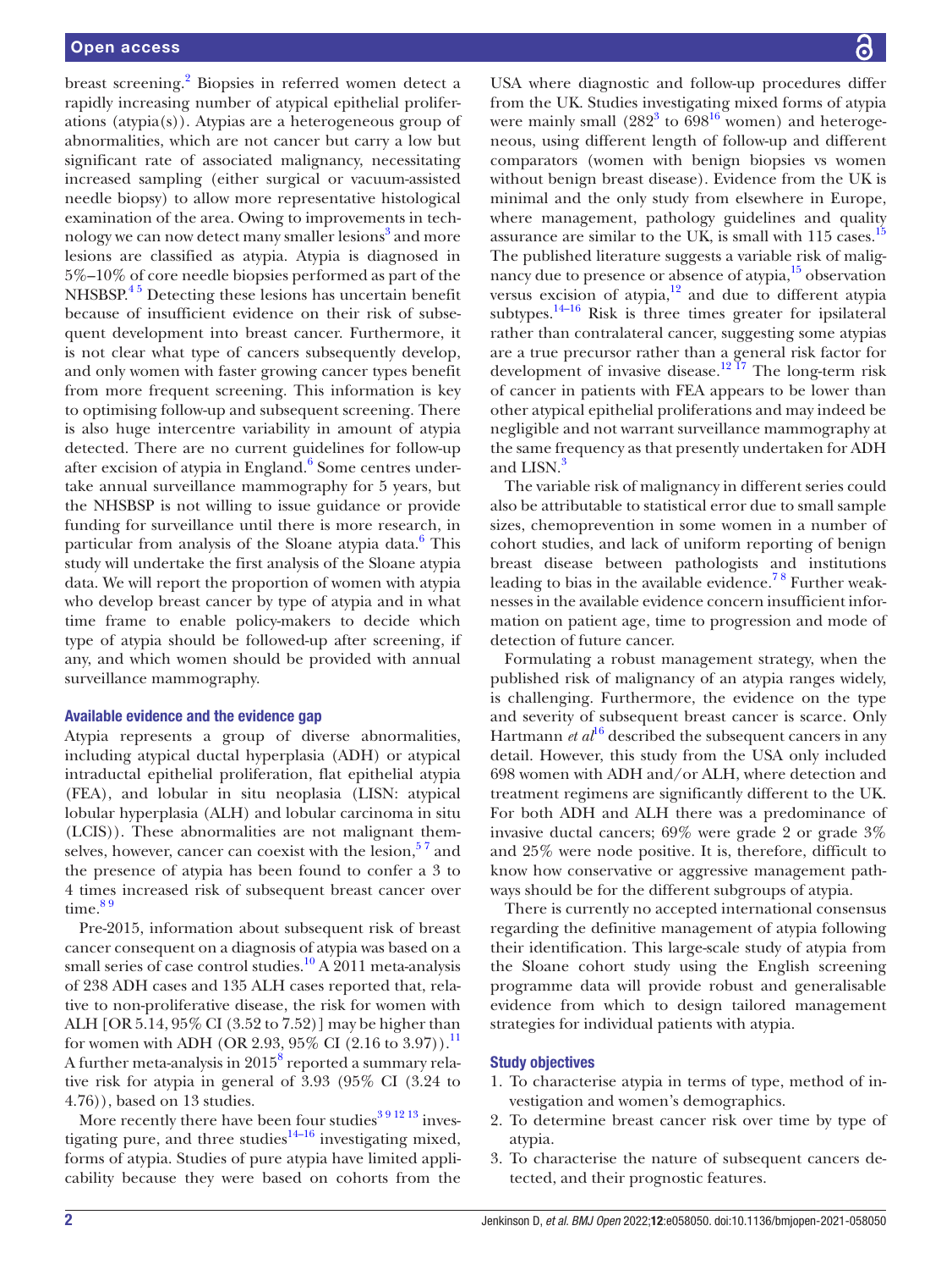breast screening.[2] Biopsies in referred women detect a rapidly increasing number of atypical epithelial proliferations (atypia(s)). Atypias are a heterogeneous group of abnormalities, which are not cancer but carry a low but significant rate of associated malignancy, necessitating increased sampling (either surgical or vacuum-assisted needle biopsy) to allow more representative histological examination of the area. Owing to improvements in technology we can now detect many smaller lesions[3] and more lesions are classified as atypia. Atypia is diagnosed in 5%–10% of core needle biopsies performed as part of the NHSBSP.[4 5] Detecting these lesions has uncertain benefit because of insufficient evidence on their risk of subsequent development into breast cancer. Furthermore, it is not clear what type of cancers subsequently develop, and only women with faster growing cancer types benefit from more frequent screening. This information is key to optimising follow-up and subsequent screening. There is also huge intercentre variability in amount of atypia detected. There are no current guidelines for follow-up after excision of atypia in England.[6] Some centres undertake annual surveillance mammography for 5 years, but the NHSBSP is not willing to issue guidance or provide funding for surveillance until there is more research, in particular from analysis of the Sloane atypia data.[6] This study will undertake the first analysis of the Sloane atypia data. We will report the proportion of women with atypia who develop breast cancer by type of atypia and in what time frame to enable policy-makers to decide which type of atypia should be followed-up after screening, if any, and which women should be provided with annual surveillance mammography.

### Available evidence and the evidence gap

Atypia represents a group of diverse abnormalities, including atypical ductal hyperplasia (ADH) or atypical intraductal epithelial proliferation, flat epithelial atypia (FEA), and lobular in situ neoplasia (LISN: atypical lobular hyperplasia (ALH) and lobular carcinoma in situ (LCIS)). These abnormalities are not malignant themselves, however, cancer can coexist with the lesion,[5 7] and the presence of atypia has been found to confer a 3 to 4 times increased risk of subsequent breast cancer over time.[8 9]

Pre-2015, information about subsequent risk of breast cancer consequent on a diagnosis of atypia was based on a small series of case control studies.[10] A 2011 meta-analysis of 238 ADH cases and 135 ALH cases reported that, relative to non-proliferative disease, the risk for women with ALH [OR 5.14, 95% CI (3.52 to 7.52)] may be higher than for women with ADH (OR 2.93, 95% CI (2.16 to 3.97)).[11] A further meta-analysis in 2015[8] reported a summary relative risk for atypia in general of 3.93 (95% CI (3.24 to 4.76)), based on 13 studies.

More recently there have been four studies[3 9 12 13] investigating pure, and three studies[14–16] investigating mixed, forms of atypia. Studies of pure atypia have limited applicability because they were based on cohorts from the USA where diagnostic and follow-up procedures differ from the UK. Studies investigating mixed forms of atypia were mainly small (282[3] to 698[16] women) and heterogeneous, using different length of follow-up and different comparators (women with benign biopsies vs women without benign breast disease). Evidence from the UK is minimal and the only study from elsewhere in Europe, where management, pathology guidelines and quality assurance are similar to the UK, is small with 115 cases.[15] The published literature suggests a variable risk of malignancy due to presence or absence of atypia,[15] observation versus excision of atypia,[12] and due to different atypia subtypes.[14–16] Risk is three times greater for ipsilateral rather than contralateral cancer, suggesting some atypias are a true precursor rather than a general risk factor for development of invasive disease.[12 17] The long-term risk of cancer in patients with FEA appears to be lower than other atypical epithelial proliferations and may indeed be negligible and not warrant surveillance mammography at the same frequency as that presently undertaken for ADH and LISN.[3]

The variable risk of malignancy in different series could also be attributable to statistical error due to small sample sizes, chemoprevention in some women in a number of cohort studies, and lack of uniform reporting of benign breast disease between pathologists and institutions leading to bias in the available evidence.[7 8] Further weaknesses in the available evidence concern insufficient information on patient age, time to progression and mode of detection of future cancer.

Formulating a robust management strategy, when the published risk of malignancy of an atypia ranges widely, is challenging. Furthermore, the evidence on the type and severity of subsequent breast cancer is scarce. Only Hartmann *et al*[16] described the subsequent cancers in any detail. However, this study from the USA only included 698 women with ADH and/or ALH, where detection and treatment regimens are significantly different to the UK. For both ADH and ALH there was a predominance of invasive ductal cancers; 69% were grade 2 or grade 3% and 25% were node positive. It is, therefore, difficult to know how conservative or aggressive management pathways should be for the different subgroups of atypia.

There is currently no accepted international consensus regarding the definitive management of atypia following their identification. This large-scale study of atypia from the Sloane cohort study using the English screening programme data will provide robust and generalisable evidence from which to design tailored management strategies for individual patients with atypia.

### Study objectives

1. To characterise atypia in terms of type, method of investigation and women's demographics.
2. To determine breast cancer risk over time by type of atypia.
3. To characterise the nature of subsequent cancers detected, and their prognostic features.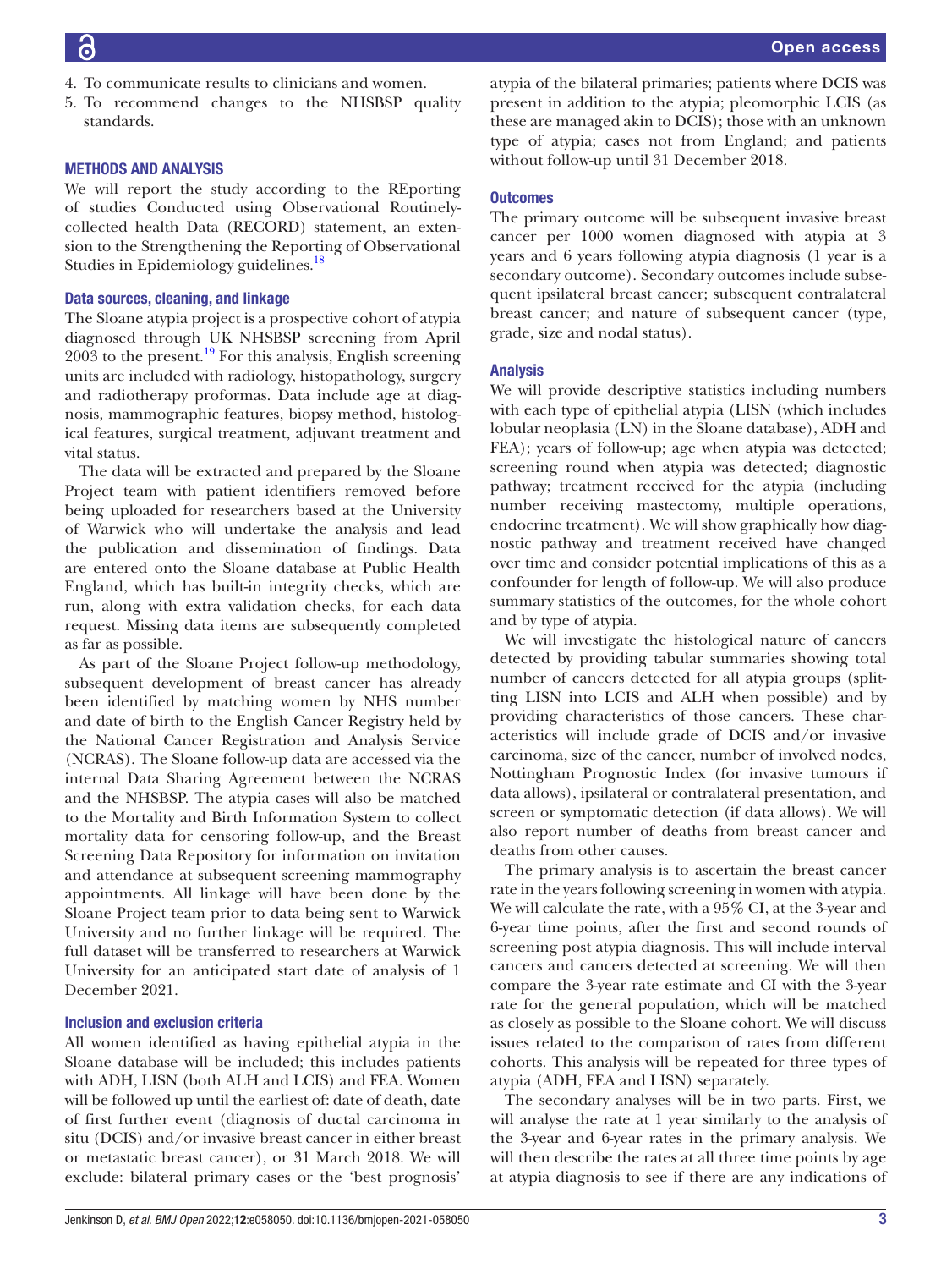4. To communicate results to clinicians and women.
5. To recommend changes to the NHSBSP quality standards.

## METHODS AND ANALYSIS

We will report the study according to the REporting of studies Conducted using Observational Routinely-collected health Data (RECORD) statement, an extension to the Strengthening the Reporting of Observational Studies in Epidemiology guidelines.[18]

### Data sources, cleaning, and linkage

The Sloane atypia project is a prospective cohort of atypia diagnosed through UK NHSBSP screening from April 2003 to the present.[19] For this analysis, English screening units are included with radiology, histopathology, surgery and radiotherapy proformas. Data include age at diagnosis, mammographic features, biopsy method, histological features, surgical treatment, adjuvant treatment and vital status.

The data will be extracted and prepared by the Sloane Project team with patient identifiers removed before being uploaded for researchers based at the University of Warwick who will undertake the analysis and lead the publication and dissemination of findings. Data are entered onto the Sloane database at Public Health England, which has built-in integrity checks, which are run, along with extra validation checks, for each data request. Missing data items are subsequently completed as far as possible.

As part of the Sloane Project follow-up methodology, subsequent development of breast cancer has already been identified by matching women by NHS number and date of birth to the English Cancer Registry held by the National Cancer Registration and Analysis Service (NCRAS). The Sloane follow-up data are accessed via the internal Data Sharing Agreement between the NCRAS and the NHSBSP. The atypia cases will also be matched to the Mortality and Birth Information System to collect mortality data for censoring follow-up, and the Breast Screening Data Repository for information on invitation and attendance at subsequent screening mammography appointments. All linkage will have been done by the Sloane Project team prior to data being sent to Warwick University and no further linkage will be required. The full dataset will be transferred to researchers at Warwick University for an anticipated start date of analysis of 1 December 2021.

### Inclusion and exclusion criteria

All women identified as having epithelial atypia in the Sloane database will be included; this includes patients with ADH, LISN (both ALH and LCIS) and FEA. Women will be followed up until the earliest of: date of death, date of first further event (diagnosis of ductal carcinoma in situ (DCIS) and/or invasive breast cancer in either breast or metastatic breast cancer), or 31 March 2018. We will exclude: bilateral primary cases or the 'best prognosis' atypia of the bilateral primaries; patients where DCIS was present in addition to the atypia; pleomorphic LCIS (as these are managed akin to DCIS); those with an unknown type of atypia; cases not from England; and patients without follow-up until 31 December 2018.

### Outcomes

The primary outcome will be subsequent invasive breast cancer per 1000 women diagnosed with atypia at 3 years and 6 years following atypia diagnosis (1 year is a secondary outcome). Secondary outcomes include subsequent ipsilateral breast cancer; subsequent contralateral breast cancer; and nature of subsequent cancer (type, grade, size and nodal status).

### Analysis

We will provide descriptive statistics including numbers with each type of epithelial atypia (LISN (which includes lobular neoplasia (LN) in the Sloane database), ADH and FEA); years of follow-up; age when atypia was detected; screening round when atypia was detected; diagnostic pathway; treatment received for the atypia (including number receiving mastectomy, multiple operations, endocrine treatment). We will show graphically how diagnostic pathway and treatment received have changed over time and consider potential implications of this as a confounder for length of follow-up. We will also produce summary statistics of the outcomes, for the whole cohort and by type of atypia.

We will investigate the histological nature of cancers detected by providing tabular summaries showing total number of cancers detected for all atypia groups (splitting LISN into LCIS and ALH when possible) and by providing characteristics of those cancers. These characteristics will include grade of DCIS and/or invasive carcinoma, size of the cancer, number of involved nodes, Nottingham Prognostic Index (for invasive tumours if data allows), ipsilateral or contralateral presentation, and screen or symptomatic detection (if data allows). We will also report number of deaths from breast cancer and deaths from other causes.

The primary analysis is to ascertain the breast cancer rate in the years following screening in women with atypia. We will calculate the rate, with a 95% CI, at the 3-year and 6-year time points, after the first and second rounds of screening post atypia diagnosis. This will include interval cancers and cancers detected at screening. We will then compare the 3-year rate estimate and CI with the 3-year rate for the general population, which will be matched as closely as possible to the Sloane cohort. We will discuss issues related to the comparison of rates from different cohorts. This analysis will be repeated for three types of atypia (ADH, FEA and LISN) separately.

The secondary analyses will be in two parts. First, we will analyse the rate at 1 year similarly to the analysis of the 3-year and 6-year rates in the primary analysis. We will then describe the rates at all three time points by age at atypia diagnosis to see if there are any indications of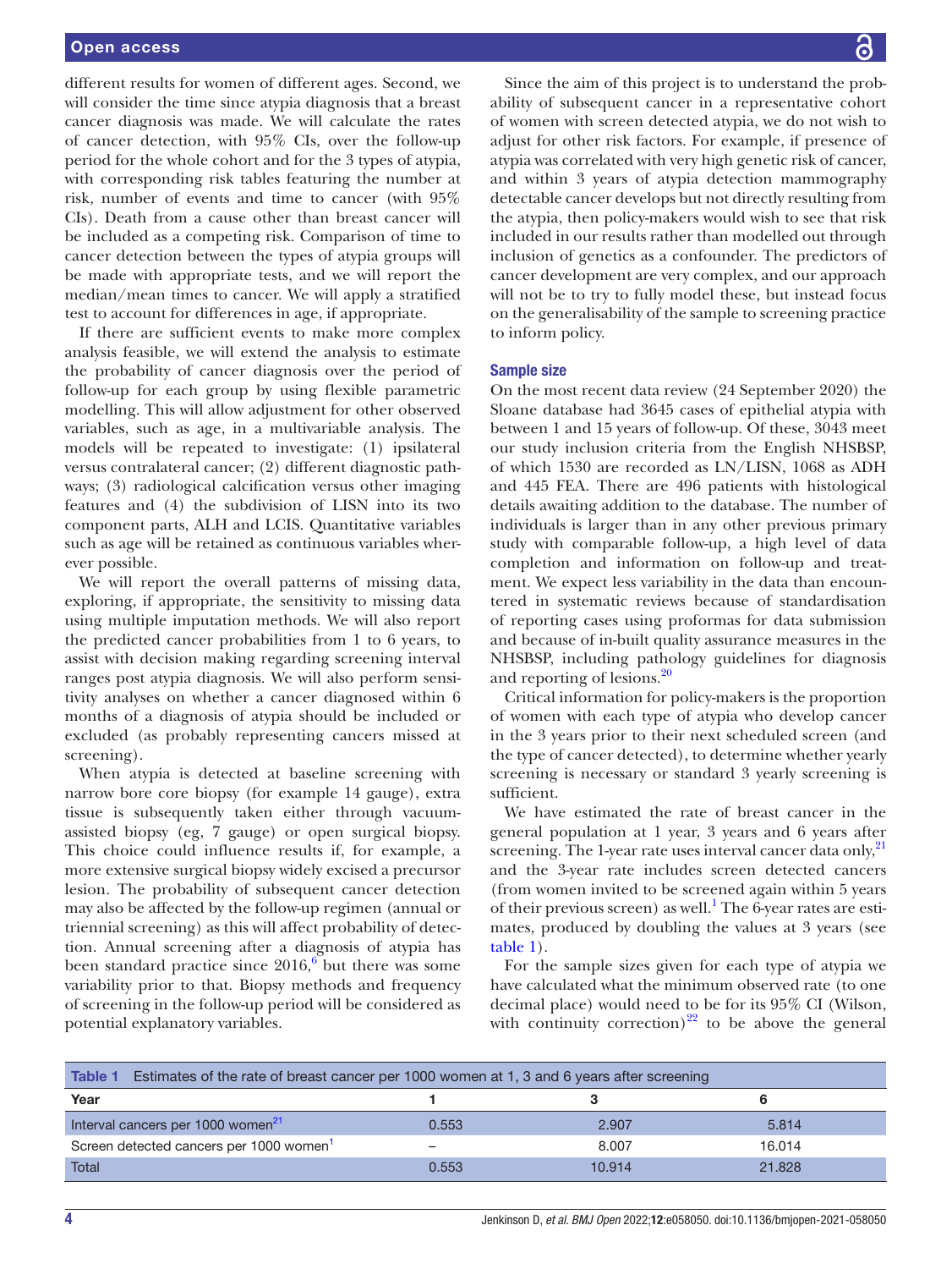different results for women of different ages. Second, we will consider the time since atypia diagnosis that a breast cancer diagnosis was made. We will calculate the rates of cancer detection, with 95% CIs, over the follow-up period for the whole cohort and for the 3 types of atypia, with corresponding risk tables featuring the number at risk, number of events and time to cancer (with 95% CIs). Death from a cause other than breast cancer will be included as a competing risk. Comparison of time to cancer detection between the types of atypia groups will be made with appropriate tests, and we will report the median/mean times to cancer. We will apply a stratified test to account for differences in age, if appropriate.

If there are sufficient events to make more complex analysis feasible, we will extend the analysis to estimate the probability of cancer diagnosis over the period of follow-up for each group by using flexible parametric modelling. This will allow adjustment for other observed variables, such as age, in a multivariable analysis. The models will be repeated to investigate: (1) ipsilateral versus contralateral cancer; (2) different diagnostic pathways; (3) radiological calcification versus other imaging features and (4) the subdivision of LISN into its two component parts, ALH and LCIS. Quantitative variables such as age will be retained as continuous variables wherever possible.

We will report the overall patterns of missing data, exploring, if appropriate, the sensitivity to missing data using multiple imputation methods. We will also report the predicted cancer probabilities from 1 to 6 years, to assist with decision making regarding screening interval ranges post atypia diagnosis. We will also perform sensitivity analyses on whether a cancer diagnosed within 6 months of a diagnosis of atypia should be included or excluded (as probably representing cancers missed at screening).

When atypia is detected at baseline screening with narrow bore core biopsy (for example 14 gauge), extra tissue is subsequently taken either through vacuum-assisted biopsy (eg, 7 gauge) or open surgical biopsy. This choice could influence results if, for example, a more extensive surgical biopsy widely excised a precursor lesion. The probability of subsequent cancer detection may also be affected by the follow-up regimen (annual or triennial screening) as this will affect probability of detection. Annual screening after a diagnosis of atypia has been standard practice since 2016,[6] but there was some variability prior to that. Biopsy methods and frequency of screening in the follow-up period will be considered as potential explanatory variables.

Since the aim of this project is to understand the probability of subsequent cancer in a representative cohort of women with screen detected atypia, we do not wish to adjust for other risk factors. For example, if presence of atypia was correlated with very high genetic risk of cancer, and within 3 years of atypia detection mammography detectable cancer develops but not directly resulting from the atypia, then policy-makers would wish to see that risk included in our results rather than modelled out through inclusion of genetics as a confounder. The predictors of cancer development are very complex, and our approach will not be to try to fully model these, but instead focus on the generalisability of the sample to screening practice to inform policy.

### Sample size

On the most recent data review (24 September 2020) the Sloane database had 3645 cases of epithelial atypia with between 1 and 15 years of follow-up. Of these, 3043 meet our study inclusion criteria from the English NHSBSP, of which 1530 are recorded as LN/LISN, 1068 as ADH and 445 FEA. There are 496 patients with histological details awaiting addition to the database. The number of individuals is larger than in any other previous primary study with comparable follow-up, a high level of data completion and information on follow-up and treatment. We expect less variability in the data than encountered in systematic reviews because of standardisation of reporting cases using proformas for data submission and because of in-built quality assurance measures in the NHSBSP, including pathology guidelines for diagnosis and reporting of lesions.[20]

Critical information for policy-makers is the proportion of women with each type of atypia who develop cancer in the 3 years prior to their next scheduled screen (and the type of cancer detected), to determine whether yearly screening is necessary or standard 3 yearly screening is sufficient.

We have estimated the rate of breast cancer in the general population at 1 year, 3 years and 6 years after screening. The 1-year rate uses interval cancer data only,[21] and the 3-year rate includes screen detected cancers (from women invited to be screened again within 5 years of their previous screen) as well.[1] The 6-year rates are estimates, produced by doubling the values at 3 years (see table 1).

For the sample sizes given for each type of atypia we have calculated what the minimum observed rate (to one decimal place) would need to be for its 95% CI (Wilson, with continuity correction)[22] to be above the general

**Table 1** Estimates of the rate of breast cancer per 1000 women at 1, 3 and 6 years after screening

| Year | 1 | 3 | 6 |
|---|---|---|---|
| Interval cancers per 1000 women[21] | 0.553 | 2.907 | 5.814 |
| Screen detected cancers per 1000 women[1] | – | 8.007 | 16.014 |
| Total | 0.553 | 10.914 | 21.828 |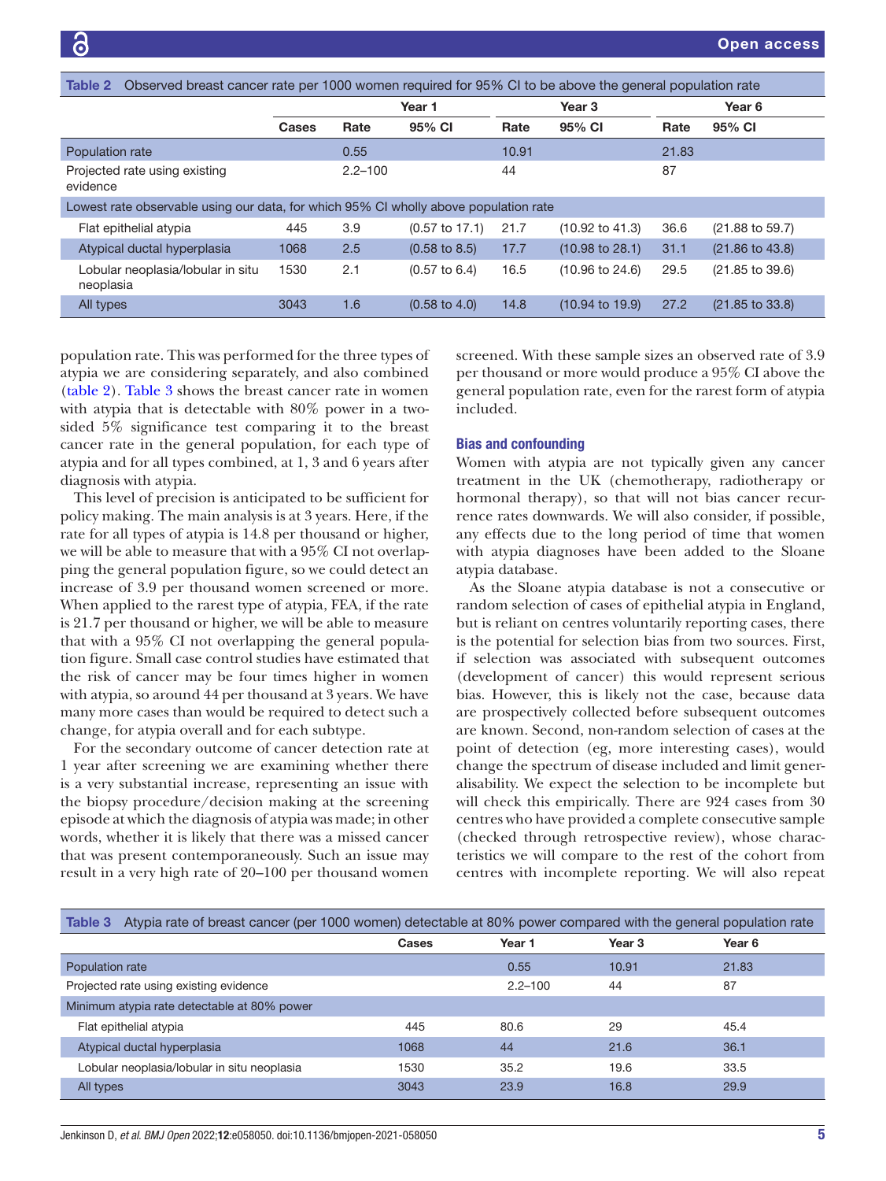Table 2 Observed breast cancer rate per 1000 women required for 95% CI to be above the general population rate

| | | Year 1 | | Year 3 | | Year 6 | |
|---|---|---|---|---|---|---|---|
| | Cases | Rate | 95% CI | Rate | 95% CI | Rate | 95% CI |
| Population rate | | 0.55 | | 10.91 | | 21.83 | |
| Projected rate using existing evidence | | 2.2–100 | | 44 | | 87 | |
| Lowest rate observable using our data, for which 95% CI wholly above population rate | | | | | | | |
| Flat epithelial atypia | 445 | 3.9 | (0.57 to 17.1) | 21.7 | (10.92 to 41.3) | 36.6 | (21.88 to 59.7) |
| Atypical ductal hyperplasia | 1068 | 2.5 | (0.58 to 8.5) | 17.7 | (10.98 to 28.1) | 31.1 | (21.86 to 43.8) |
| Lobular neoplasia/lobular in situ neoplasia | 1530 | 2.1 | (0.57 to 6.4) | 16.5 | (10.96 to 24.6) | 29.5 | (21.85 to 39.6) |
| All types | 3043 | 1.6 | (0.58 to 4.0) | 14.8 | (10.94 to 19.9) | 27.2 | (21.85 to 33.8) |

population rate. This was performed for the three types of atypia we are considering separately, and also combined (table 2). Table 3 shows the breast cancer rate in women with atypia that is detectable with 80% power in a two-sided 5% significance test comparing it to the breast cancer rate in the general population, for each type of atypia and for all types combined, at 1, 3 and 6 years after diagnosis with atypia.

This level of precision is anticipated to be sufficient for policy making. The main analysis is at 3 years. Here, if the rate for all types of atypia is 14.8 per thousand or higher, we will be able to measure that with a 95% CI not overlapping the general population figure, so we could detect an increase of 3.9 per thousand women screened or more. When applied to the rarest type of atypia, FEA, if the rate is 21.7 per thousand or higher, we will be able to measure that with a 95% CI not overlapping the general population figure. Small case control studies have estimated that the risk of cancer may be four times higher in women with atypia, so around 44 per thousand at 3 years. We have many more cases than would be required to detect such a change, for atypia overall and for each subtype.

For the secondary outcome of cancer detection rate at 1 year after screening we are examining whether there is a very substantial increase, representing an issue with the biopsy procedure/decision making at the screening episode at which the diagnosis of atypia was made; in other words, whether it is likely that there was a missed cancer that was present contemporaneously. Such an issue may result in a very high rate of 20–100 per thousand women screened. With these sample sizes an observed rate of 3.9 per thousand or more would produce a 95% CI above the general population rate, even for the rarest form of atypia included.

### Bias and confounding

Women with atypia are not typically given any cancer treatment in the UK (chemotherapy, radiotherapy or hormonal therapy), so that will not bias cancer recurrence rates downwards. We will also consider, if possible, any effects due to the long period of time that women with atypia diagnoses have been added to the Sloane atypia database.

As the Sloane atypia database is not a consecutive or random selection of cases of epithelial atypia in England, but is reliant on centres voluntarily reporting cases, there is the potential for selection bias from two sources. First, if selection was associated with subsequent outcomes (development of cancer) this would represent serious bias. However, this is likely not the case, because data are prospectively collected before subsequent outcomes are known. Second, non-random selection of cases at the point of detection (eg, more interesting cases), would change the spectrum of disease included and limit generalisability. We expect the selection to be incomplete but will check this empirically. There are 924 cases from 30 centres who have provided a complete consecutive sample (checked through retrospective review), whose characteristics we will compare to the rest of the cohort from centres with incomplete reporting. We will also repeat

Table 3 Atypia rate of breast cancer (per 1000 women) detectable at 80% power compared with the general population rate

| | Cases | Year 1 | Year 3 | Year 6 |
|---|---|---|---|---|
| Population rate | | 0.55 | 10.91 | 21.83 |
| Projected rate using existing evidence | | 2.2–100 | 44 | 87 |
| Minimum atypia rate detectable at 80% power | | | | |
| Flat epithelial atypia | 445 | 80.6 | 29 | 45.4 |
| Atypical ductal hyperplasia | 1068 | 44 | 21.6 | 36.1 |
| Lobular neoplasia/lobular in situ neoplasia | 1530 | 35.2 | 19.6 | 33.5 |
| All types | 3043 | 23.9 | 16.8 | 29.9 |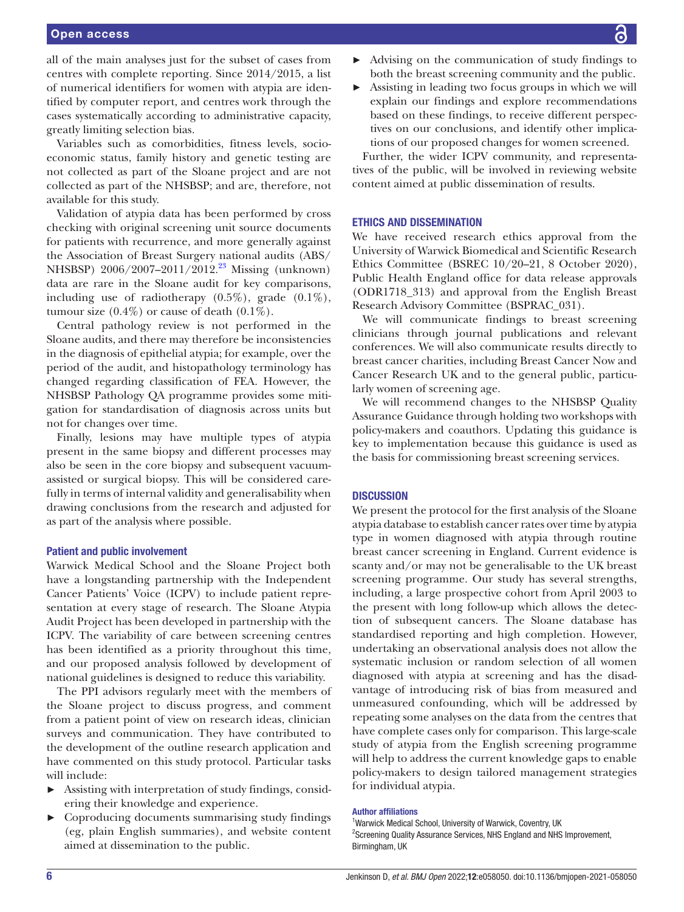all of the main analyses just for the subset of cases from centres with complete reporting. Since 2014/2015, a list of numerical identifiers for women with atypia are identified by computer report, and centres work through the cases systematically according to administrative capacity, greatly limiting selection bias.

Variables such as comorbidities, fitness levels, socioeconomic status, family history and genetic testing are not collected as part of the Sloane project and are not collected as part of the NHSBSP; and are, therefore, not available for this study.

Validation of atypia data has been performed by cross checking with original screening unit source documents for patients with recurrence, and more generally against the Association of Breast Surgery national audits (ABS/NHSBSP) 2006/2007–2011/2012.[23] Missing (unknown) data are rare in the Sloane audit for key comparisons, including use of radiotherapy (0.5%), grade (0.1%), tumour size (0.4%) or cause of death (0.1%).

Central pathology review is not performed in the Sloane audits, and there may therefore be inconsistencies in the diagnosis of epithelial atypia; for example, over the period of the audit, and histopathology terminology has changed regarding classification of FEA. However, the NHSBSP Pathology QA programme provides some mitigation for standardisation of diagnosis across units but not for changes over time.

Finally, lesions may have multiple types of atypia present in the same biopsy and different processes may also be seen in the core biopsy and subsequent vacuum-assisted or surgical biopsy. This will be considered carefully in terms of internal validity and generalisability when drawing conclusions from the research and adjusted for as part of the analysis where possible.

### Patient and public involvement

Warwick Medical School and the Sloane Project both have a longstanding partnership with the Independent Cancer Patients' Voice (ICPV) to include patient representation at every stage of research. The Sloane Atypia Audit Project has been developed in partnership with the ICPV. The variability of care between screening centres has been identified as a priority throughout this time, and our proposed analysis followed by development of national guidelines is designed to reduce this variability.

The PPI advisors regularly meet with the members of the Sloane project to discuss progress, and comment from a patient point of view on research ideas, clinician surveys and communication. They have contributed to the development of the outline research application and have commented on this study protocol. Particular tasks will include:

- Assisting with interpretation of study findings, considering their knowledge and experience.
- Coproducing documents summarising study findings (eg, plain English summaries), and website content aimed at dissemination to the public.
- Advising on the communication of study findings to both the breast screening community and the public.
- Assisting in leading two focus groups in which we will explain our findings and explore recommendations based on these findings, to receive different perspectives on our conclusions, and identify other implications of our proposed changes for women screened.

Further, the wider ICPV community, and representatives of the public, will be involved in reviewing website content aimed at public dissemination of results.

## ETHICS AND DISSEMINATION

We have received research ethics approval from the University of Warwick Biomedical and Scientific Research Ethics Committee (BSREC 10/20–21, 8 October 2020), Public Health England office for data release approvals (ODR1718_313) and approval from the English Breast Research Advisory Committee (BSPRAC_031).

We will communicate findings to breast screening clinicians through journal publications and relevant conferences. We will also communicate results directly to breast cancer charities, including Breast Cancer Now and Cancer Research UK and to the general public, particularly women of screening age.

We will recommend changes to the NHSBSP Quality Assurance Guidance through holding two workshops with policy-makers and coauthors. Updating this guidance is key to implementation because this guidance is used as the basis for commissioning breast screening services.

## DISCUSSION

We present the protocol for the first analysis of the Sloane atypia database to establish cancer rates over time by atypia type in women diagnosed with atypia through routine breast cancer screening in England. Current evidence is scanty and/or may not be generalisable to the UK breast screening programme. Our study has several strengths, including, a large prospective cohort from April 2003 to the present with long follow-up which allows the detection of subsequent cancers. The Sloane database has standardised reporting and high completion. However, undertaking an observational analysis does not allow the systematic inclusion or random selection of all women diagnosed with atypia at screening and has the disadvantage of introducing risk of bias from measured and unmeasured confounding, which will be addressed by repeating some analyses on the data from the centres that have complete cases only for comparison. This large-scale study of atypia from the English screening programme will help to address the current knowledge gaps to enable policy-makers to design tailored management strategies for individual atypia.

#### Author affiliations

[1]Warwick Medical School, University of Warwick, Coventry, UK
[2]Screening Quality Assurance Services, NHS England and NHS Improvement, Birmingham, UK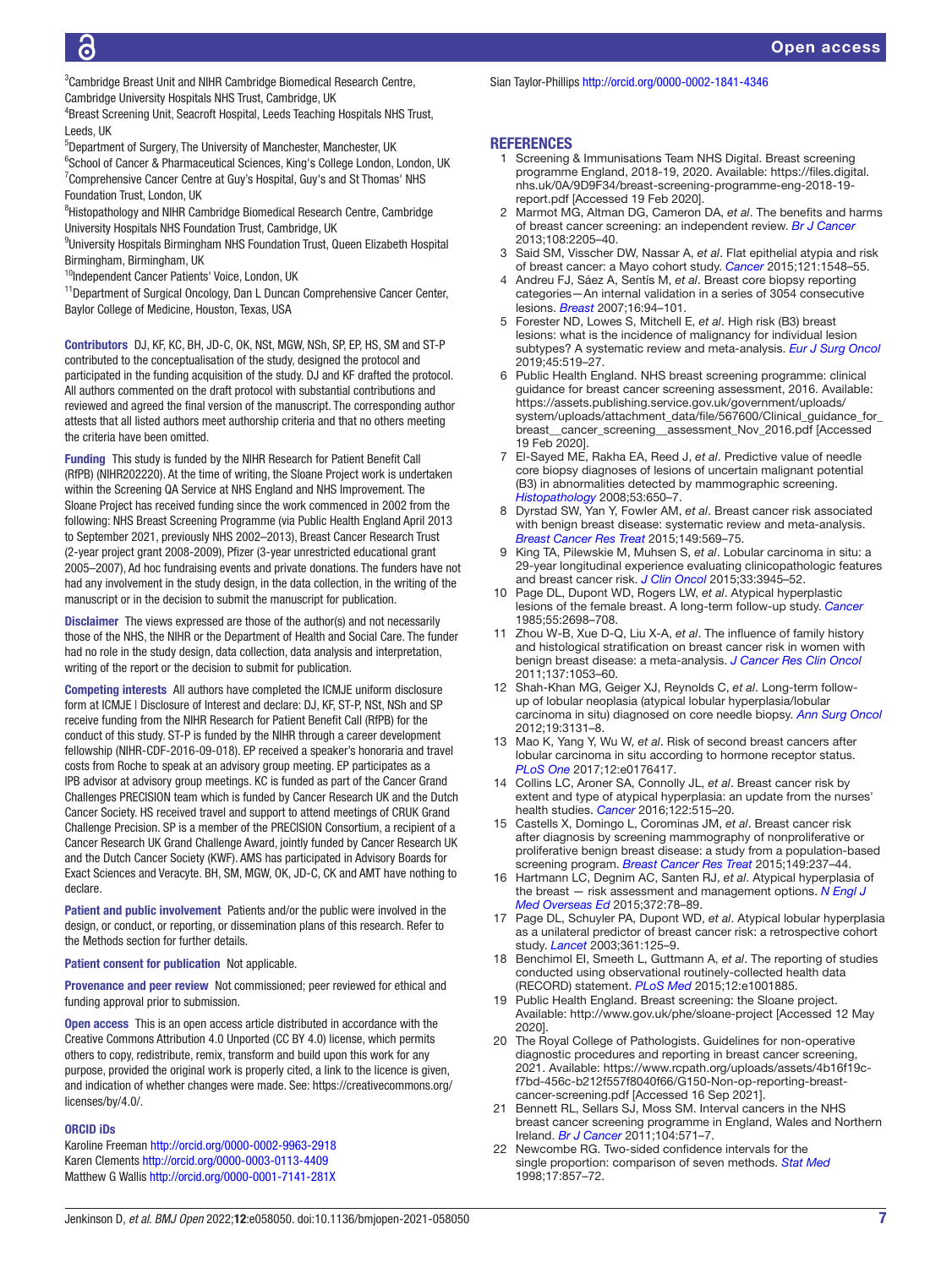[3]Cambridge Breast Unit and NIHR Cambridge Biomedical Research Centre, Cambridge University Hospitals NHS Trust, Cambridge, UK
[4]Breast Screening Unit, Seacroft Hospital, Leeds Teaching Hospitals NHS Trust, Leeds, UK
[5]Department of Surgery, The University of Manchester, Manchester, UK
[6]School of Cancer & Pharmaceutical Sciences, King's College London, London, UK
[7]Comprehensive Cancer Centre at Guy's Hospital, Guy's and St Thomas' NHS Foundation Trust, London, UK
[8]Histopathology and NIHR Cambridge Biomedical Research Centre, Cambridge University Hospitals NHS Foundation Trust, Cambridge, UK
[9]University Hospitals Birmingham NHS Foundation Trust, Queen Elizabeth Hospital Birmingham, Birmingham, UK
[10]Independent Cancer Patients' Voice, London, UK
[11]Department of Surgical Oncology, Dan L Duncan Comprehensive Cancer Center, Baylor College of Medicine, Houston, Texas, USA

**Contributors** DJ, KF, KC, BH, JD-C, OK, NSt, MGW, NSh, SP, EP, HS, SM and ST-P contributed to the conceptualisation of the study, designed the protocol and participated in the funding acquisition of the study. DJ and KF drafted the protocol. All authors commented on the draft protocol with substantial contributions and reviewed and agreed the final version of the manuscript. The corresponding author attests that all listed authors meet authorship criteria and that no others meeting the criteria have been omitted.

**Funding** This study is funded by the NIHR Research for Patient Benefit Call (RfPB) (NIHR202220). At the time of writing, the Sloane Project work is undertaken within the Screening QA Service at NHS England and NHS Improvement. The Sloane Project has received funding since the work commenced in 2002 from the following: NHS Breast Screening Programme (via Public Health England April 2013 to September 2021, previously NHS 2002–2013), Breast Cancer Research Trust (2-year project grant 2008-2009), Pfizer (3-year unrestricted educational grant 2005–2007), Ad hoc fundraising events and private donations. The funders have not had any involvement in the study design, in the data collection, in the writing of the manuscript or in the decision to submit the manuscript for publication.

**Disclaimer** The views expressed are those of the author(s) and not necessarily those of the NHS, the NIHR or the Department of Health and Social Care. The funder had no role in the study design, data collection, data analysis and interpretation, writing of the report or the decision to submit for publication.

**Competing interests** All authors have completed the ICMJE uniform disclosure form at ICMJE | Disclosure of Interest and declare: DJ, KF, ST-P, NSt, NSh and SP receive funding from the NIHR Research for Patient Benefit Call (RfPB) for the conduct of this study. ST-P is funded by the NIHR through a career development fellowship (NIHR-CDF-2016-09-018). EP received a speaker's honoraria and travel costs from Roche to speak at an advisory group meeting. EP participates as a IPB advisor at advisory group meetings. KC is funded as part of the Cancer Grand Challenges PRECISION team which is funded by Cancer Research UK and the Dutch Cancer Society. HS received travel and support to attend meetings of CRUK Grand Challenge Precision. SP is a member of the PRECISION Consortium, a recipient of a Cancer Research UK Grand Challenge Award, jointly funded by Cancer Research UK and the Dutch Cancer Society (KWF). AMS has participated in Advisory Boards for Exact Sciences and Veracyte. BH, SM, MGW, OK, JD-C, CK and AMT have nothing to declare.

**Patient and public involvement** Patients and/or the public were involved in the design, or conduct, or reporting, or dissemination plans of this research. Refer to the Methods section for further details.

**Patient consent for publication** Not applicable.

**Provenance and peer review** Not commissioned; peer reviewed for ethical and funding approval prior to submission.

**Open access** This is an open access article distributed in accordance with the Creative Commons Attribution 4.0 Unported (CC BY 4.0) license, which permits others to copy, redistribute, remix, transform and build upon this work for any purpose, provided the original work is properly cited, a link to the licence is given, and indication of whether changes were made. See: https://creativecommons.org/licenses/by/4.0/.

**ORCID iDs**
Karoline Freeman http://orcid.org/0000-0002-9963-2918
Karen Clements http://orcid.org/0000-0003-0113-4409
Matthew G Wallis http://orcid.org/0000-0001-7141-281X
Sian Taylor-Phillips http://orcid.org/0000-0002-1841-4346

## REFERENCES

1. Screening & Immunisations Team NHS Digital. Breast screening programme England, 2018-19, 2020. Available: https://files.digital.nhs.uk/0A/9D9F34/breast-screening-programme-eng-2018-19-report.pdf [Accessed 19 Feb 2020].
2. Marmot MG, Altman DG, Cameron DA, *et al*. The benefits and harms of breast cancer screening: an independent review. *Br J Cancer* 2013;108:2205–40.
3. Said SM, Visscher DW, Nassar A, *et al*. Flat epithelial atypia and risk of breast cancer: a Mayo cohort study. *Cancer* 2015;121:1548–55.
4. Andreu FJ, Sáez A, Sentís M, *et al*. Breast core biopsy reporting categories—An internal validation in a series of 3054 consecutive lesions. *Breast* 2007;16:94–101.
5. Forester ND, Lowes S, Mitchell E, *et al*. High risk (B3) breast lesions: what is the incidence of malignancy for individual lesion subtypes? A systematic review and meta-analysis. *Eur J Surg Oncol* 2019;45:519–27.
6. Public Health England. NHS breast screening programme: clinical guidance for breast cancer screening assessment, 2016. Available: https://assets.publishing.service.gov.uk/government/uploads/system/uploads/attachment_data/file/567600/Clinical_guidance_for_breast__cancer_screening__assessment_Nov_2016.pdf [Accessed 19 Feb 2020].
7. El-Sayed ME, Rakha EA, Reed J, *et al*. Predictive value of needle core biopsy diagnoses of lesions of uncertain malignant potential (B3) in abnormalities detected by mammographic screening. *Histopathology* 2008;53:650–7.
8. Dyrstad SW, Yan Y, Fowler AM, *et al*. Breast cancer risk associated with benign breast disease: systematic review and meta-analysis. *Breast Cancer Res Treat* 2015;149:569–75.
9. King TA, Pilewskie M, Muhsen S, *et al*. Lobular carcinoma in situ: a 29-year longitudinal experience evaluating clinicopathologic features and breast cancer risk. *J Clin Oncol* 2015;33:3945–52.
10. Page DL, Dupont WD, Rogers LW, *et al*. Atypical hyperplastic lesions of the female breast. A long-term follow-up study. *Cancer* 1985;55:2698–708.
11. Zhou W-B, Xue D-Q, Liu X-A, *et al*. The influence of family history and histological stratification on breast cancer risk in women with benign breast disease: a meta-analysis. *J Cancer Res Clin Oncol* 2011;137:1053–60.
12. Shah-Khan MG, Geiger XJ, Reynolds C, *et al*. Long-term follow-up of lobular neoplasia (atypical lobular hyperplasia/lobular carcinoma in situ) diagnosed on core needle biopsy. *Ann Surg Oncol* 2012;19:3131–8.
13. Mao K, Yang Y, Wu W, *et al*. Risk of second breast cancers after lobular carcinoma in situ according to hormone receptor status. *PLoS One* 2017;12:e0176417.
14. Collins LC, Aroner SA, Connolly JL, *et al*. Breast cancer risk by extent and type of atypical hyperplasia: an update from the nurses' health studies. *Cancer* 2016;122:515–20.
15. Castells X, Domingo L, Corominas JM, *et al*. Breast cancer risk after diagnosis by screening mammography of nonproliferative or proliferative benign breast disease: a study from a population-based screening program. *Breast Cancer Res Treat* 2015;149:237–44.
16. Hartmann LC, Degnim AC, Santen RJ, *et al*. Atypical hyperplasia of the breast — risk assessment and management options. *N Engl J Med Overseas Ed* 2015;372:78–89.
17. Page DL, Schuyler PA, Dupont WD, *et al*. Atypical lobular hyperplasia as a unilateral predictor of breast cancer risk: a retrospective cohort study. *Lancet* 2003;361:125–9.
18. Benchimol EI, Smeeth L, Guttmann A, *et al*. The reporting of studies conducted using observational routinely-collected health data (RECORD) statement. *PLoS Med* 2015;12:e1001885.
19. Public Health England. Breast screening: the Sloane project. Available: http://www.gov.uk/phe/sloane-project [Accessed 12 May 2020].
20. The Royal College of Pathologists. Guidelines for non-operative diagnostic procedures and reporting in breast cancer screening, 2021. Available: https://www.rcpath.org/uploads/assets/4b16f19c-f7bd-456c-b212f557f8040f66/G150-Non-op-reporting-breast-cancer-screening.pdf [Accessed 16 Sep 2021].
21. Bennett RL, Sellars SJ, Moss SM. Interval cancers in the NHS breast cancer screening programme in England, Wales and Northern Ireland. *Br J Cancer* 2011;104:571–7.
22. Newcombe RG. Two-sided confidence intervals for the single proportion: comparison of seven methods. *Stat Med* 1998;17:857–72.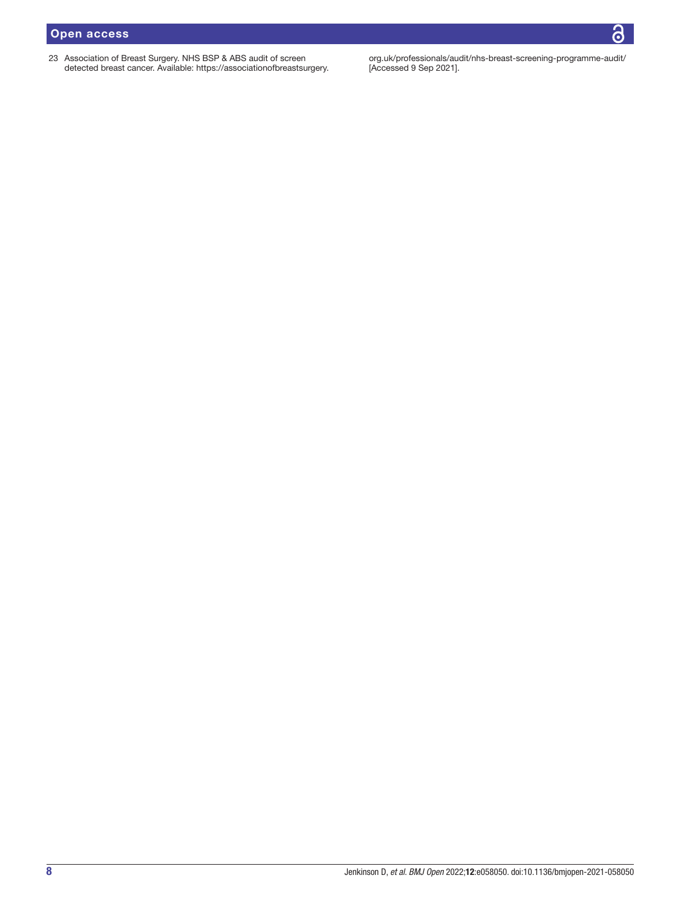23 Association of Breast Surgery. NHS BSP & ABS audit of screen detected breast cancer. Available: https://associationofbreastsurgery.org.uk/professionals/audit/nhs-breast-screening-programme-audit/ [Accessed 9 Sep 2021].